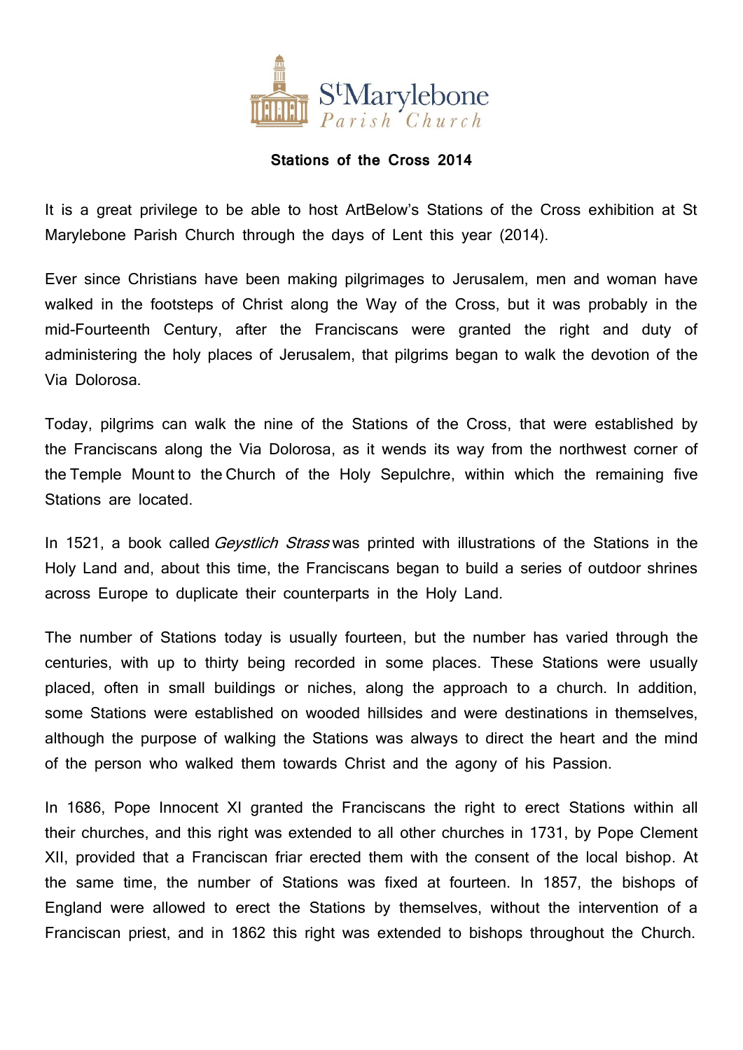St Marylebone
*Parish Church*

**Stations of the Cross 2014**

It is a great privilege to be able to host ArtBelow's Stations of the Cross exhibition at St Marylebone Parish Church through the days of Lent this year (2014).

Ever since Christians have been making pilgrimages to Jerusalem, men and woman have walked in the footsteps of Christ along the Way of the Cross, but it was probably in the mid-Fourteenth Century, after the Franciscans were granted the right and duty of administering the holy places of Jerusalem, that pilgrims began to walk the devotion of the Via Dolorosa.

Today, pilgrims can walk the nine of the Stations of the Cross, that were established by the Franciscans along the Via Dolorosa, as it wends its way from the northwest corner of the Temple Mount to the Church of the Holy Sepulchre, within which the remaining five Stations are located.

In 1521, a book called *Geystlich Strass* was printed with illustrations of the Stations in the Holy Land and, about this time, the Franciscans began to build a series of outdoor shrines across Europe to duplicate their counterparts in the Holy Land.

The number of Stations today is usually fourteen, but the number has varied through the centuries, with up to thirty being recorded in some places. These Stations were usually placed, often in small buildings or niches, along the approach to a church. In addition, some Stations were established on wooded hillsides and were destinations in themselves, although the purpose of walking the Stations was always to direct the heart and the mind of the person who walked them towards Christ and the agony of his Passion.

In 1686, Pope Innocent XI granted the Franciscans the right to erect Stations within all their churches, and this right was extended to all other churches in 1731, by Pope Clement XII, provided that a Franciscan friar erected them with the consent of the local bishop. At the same time, the number of Stations was fixed at fourteen. In 1857, the bishops of England were allowed to erect the Stations by themselves, without the intervention of a Franciscan priest, and in 1862 this right was extended to bishops throughout the Church.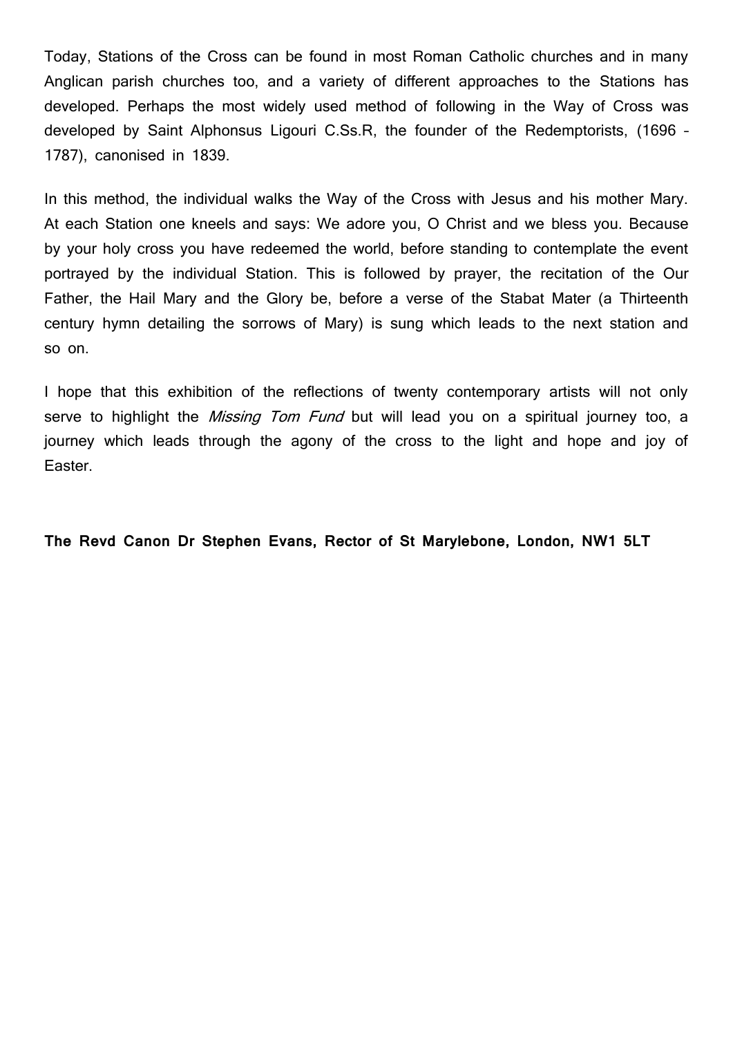Today, Stations of the Cross can be found in most Roman Catholic churches and in many Anglican parish churches too, and a variety of different approaches to the Stations has developed. Perhaps the most widely used method of following in the Way of Cross was developed by Saint Alphonsus Ligouri C.Ss.R, the founder of the Redemptorists, (1696 – 1787), canonised in 1839.

In this method, the individual walks the Way of the Cross with Jesus and his mother Mary. At each Station one kneels and says: We adore you, O Christ and we bless you. Because by your holy cross you have redeemed the world, before standing to contemplate the event portrayed by the individual Station. This is followed by prayer, the recitation of the Our Father, the Hail Mary and the Glory be, before a verse of the Stabat Mater (a Thirteenth century hymn detailing the sorrows of Mary) is sung which leads to the next station and so on.

I hope that this exhibition of the reflections of twenty contemporary artists will not only serve to highlight the *Missing Tom Fund* but will lead you on a spiritual journey too, a journey which leads through the agony of the cross to the light and hope and joy of Easter.

**The Revd Canon Dr Stephen Evans, Rector of St Marylebone, London, NW1 5LT**